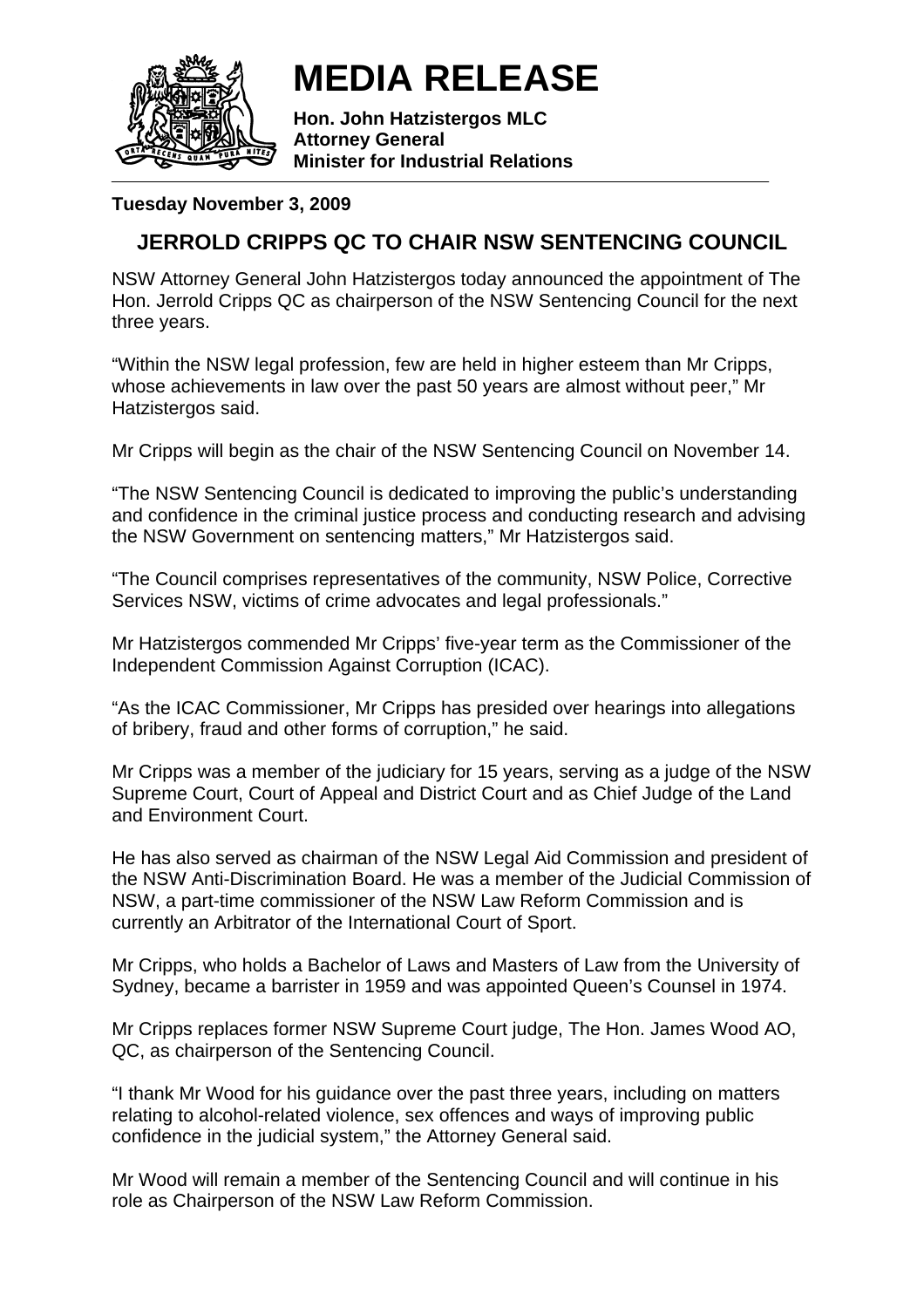# MEDIA RELEASE

**Hon. John Hatzistergos MLC**
**Attorney General**
**Minister for Industrial Relations**

**Tuesday November 3, 2009**

## JERROLD CRIPPS QC TO CHAIR NSW SENTENCING COUNCIL

NSW Attorney General John Hatzistergos today announced the appointment of The Hon. Jerrold Cripps QC as chairperson of the NSW Sentencing Council for the next three years.

"Within the NSW legal profession, few are held in higher esteem than Mr Cripps, whose achievements in law over the past 50 years are almost without peer," Mr Hatzistergos said.

Mr Cripps will begin as the chair of the NSW Sentencing Council on November 14.

"The NSW Sentencing Council is dedicated to improving the public's understanding and confidence in the criminal justice process and conducting research and advising the NSW Government on sentencing matters," Mr Hatzistergos said.

"The Council comprises representatives of the community, NSW Police, Corrective Services NSW, victims of crime advocates and legal professionals."

Mr Hatzistergos commended Mr Cripps' five-year term as the Commissioner of the Independent Commission Against Corruption (ICAC).

"As the ICAC Commissioner, Mr Cripps has presided over hearings into allegations of bribery, fraud and other forms of corruption," he said.

Mr Cripps was a member of the judiciary for 15 years, serving as a judge of the NSW Supreme Court, Court of Appeal and District Court and as Chief Judge of the Land and Environment Court.

He has also served as chairman of the NSW Legal Aid Commission and president of the NSW Anti-Discrimination Board. He was a member of the Judicial Commission of NSW, a part-time commissioner of the NSW Law Reform Commission and is currently an Arbitrator of the International Court of Sport.

Mr Cripps, who holds a Bachelor of Laws and Masters of Law from the University of Sydney, became a barrister in 1959 and was appointed Queen's Counsel in 1974.

Mr Cripps replaces former NSW Supreme Court judge, The Hon. James Wood AO, QC, as chairperson of the Sentencing Council.

"I thank Mr Wood for his guidance over the past three years, including on matters relating to alcohol-related violence, sex offences and ways of improving public confidence in the judicial system," the Attorney General said.

Mr Wood will remain a member of the Sentencing Council and will continue in his role as Chairperson of the NSW Law Reform Commission.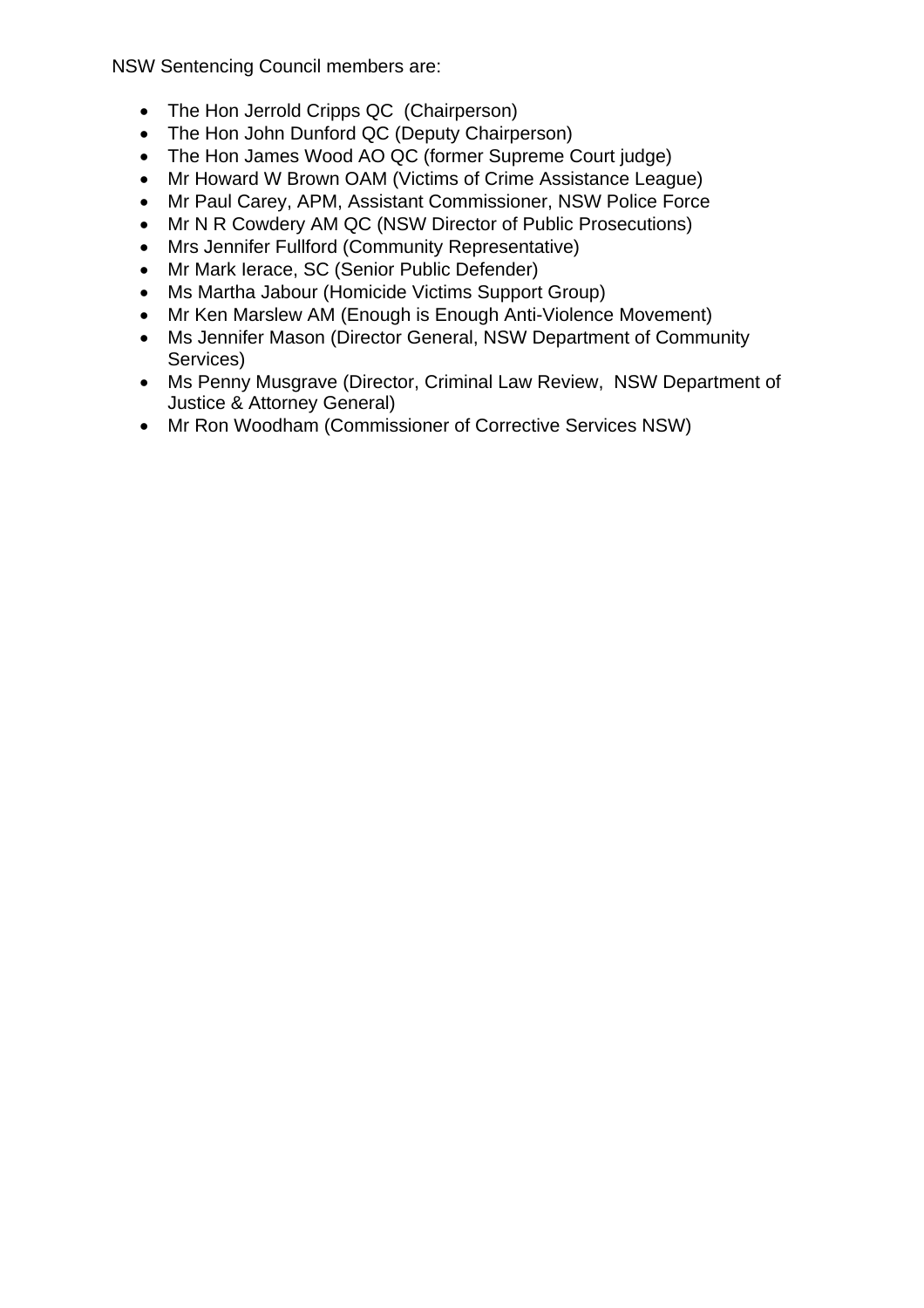NSW Sentencing Council members are:

- The Hon Jerrold Cripps QC (Chairperson)
- The Hon John Dunford QC (Deputy Chairperson)
- The Hon James Wood AO QC (former Supreme Court judge)
- Mr Howard W Brown OAM (Victims of Crime Assistance League)
- Mr Paul Carey, APM, Assistant Commissioner, NSW Police Force
- Mr N R Cowdery AM QC (NSW Director of Public Prosecutions)
- Mrs Jennifer Fullford (Community Representative)
- Mr Mark Ierace, SC (Senior Public Defender)
- Ms Martha Jabour (Homicide Victims Support Group)
- Mr Ken Marslew AM (Enough is Enough Anti-Violence Movement)
- Ms Jennifer Mason (Director General, NSW Department of Community Services)
- Ms Penny Musgrave (Director, Criminal Law Review, NSW Department of Justice & Attorney General)
- Mr Ron Woodham (Commissioner of Corrective Services NSW)